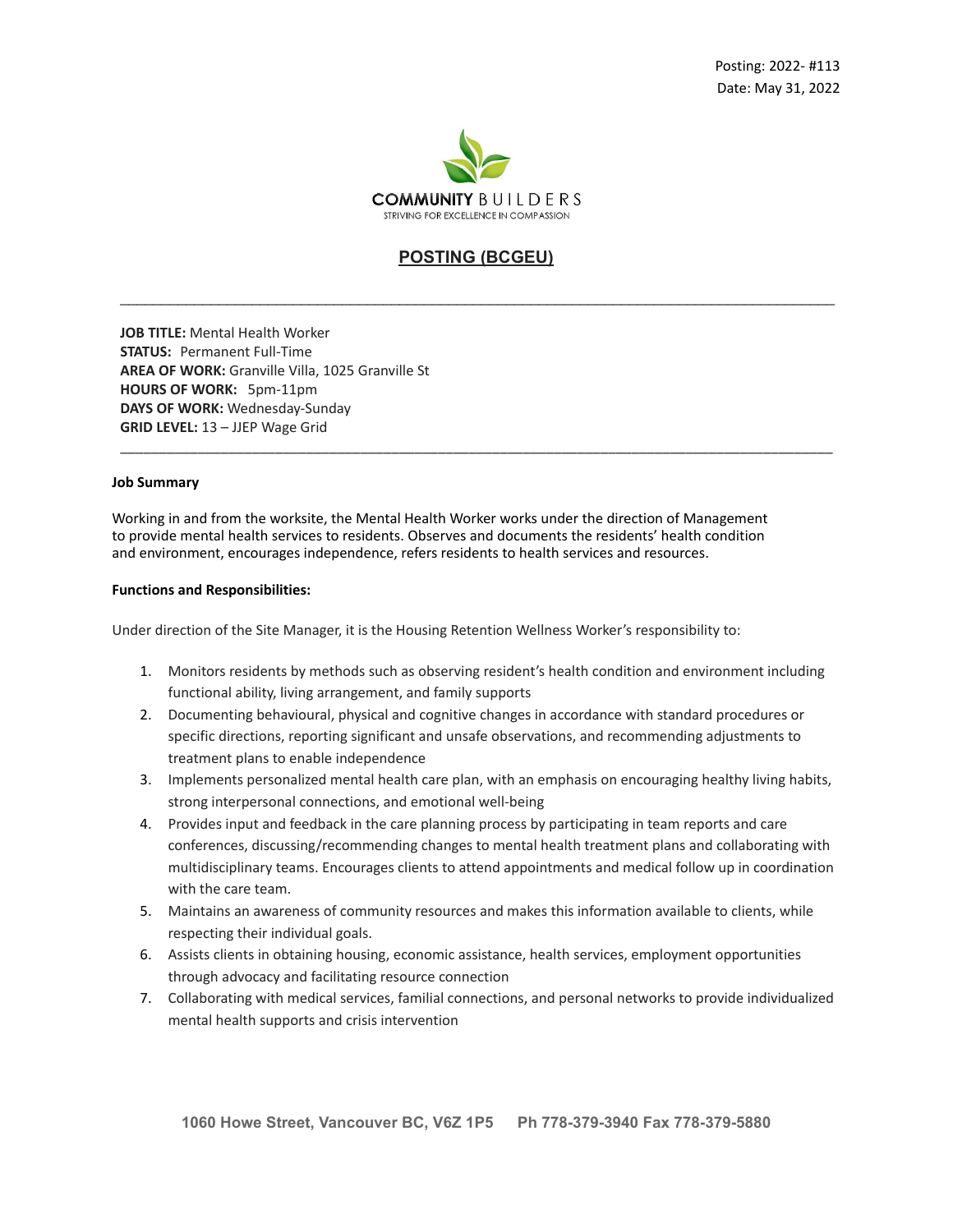Posting: 2022- #113
Date: May 31, 2022

COMMUNITY BUILDERS
STRIVING FOR EXCELLENCE IN COMPASSION

# POSTING (BCGEU)

---

**JOB TITLE:** Mental Health Worker
**STATUS:** Permanent Full-Time
**AREA OF WORK:** Granville Villa, 1025 Granville St
**HOURS OF WORK:** 5pm-11pm
**DAYS OF WORK:** Wednesday-Sunday
**GRID LEVEL:** 13 – JJEP Wage Grid

---

**Job Summary**

Working in and from the worksite, the Mental Health Worker works under the direction of Management to provide mental health services to residents. Observes and documents the residents' health condition and environment, encourages independence, refers residents to health services and resources.

**Functions and Responsibilities:**

Under direction of the Site Manager, it is the Housing Retention Wellness Worker's responsibility to:

1. Monitors residents by methods such as observing resident's health condition and environment including functional ability, living arrangement, and family supports
2. Documenting behavioural, physical and cognitive changes in accordance with standard procedures or specific directions, reporting significant and unsafe observations, and recommending adjustments to treatment plans to enable independence
3. Implements personalized mental health care plan, with an emphasis on encouraging healthy living habits, strong interpersonal connections, and emotional well-being
4. Provides input and feedback in the care planning process by participating in team reports and care conferences, discussing/recommending changes to mental health treatment plans and collaborating with multidisciplinary teams. Encourages clients to attend appointments and medical follow up in coordination with the care team.
5. Maintains an awareness of community resources and makes this information available to clients, while respecting their individual goals.
6. Assists clients in obtaining housing, economic assistance, health services, employment opportunities through advocacy and facilitating resource connection
7. Collaborating with medical services, familial connections, and personal networks to provide individualized mental health supports and crisis intervention

1060 Howe Street, Vancouver BC, V6Z 1P5     Ph 778-379-3940 Fax 778-379-5880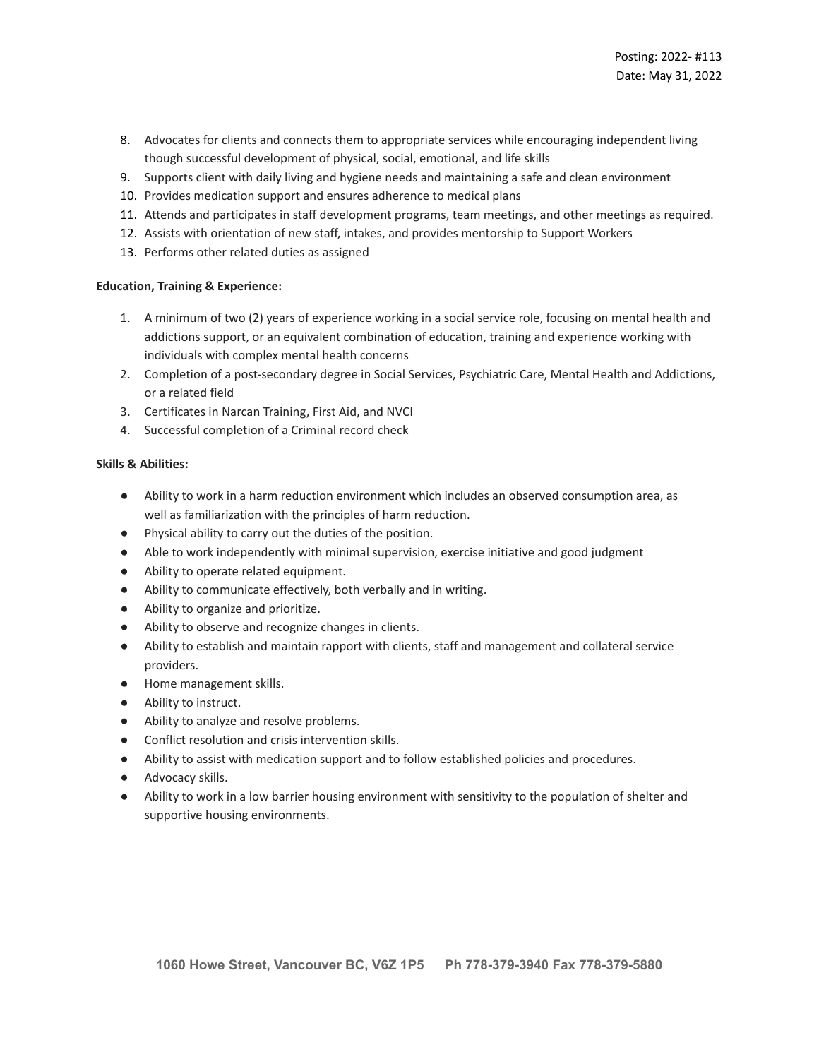8. Advocates for clients and connects them to appropriate services while encouraging independent living though successful development of physical, social, emotional, and life skills
9. Supports client with daily living and hygiene needs and maintaining a safe and clean environment
10. Provides medication support and ensures adherence to medical plans
11. Attends and participates in staff development programs, team meetings, and other meetings as required.
12. Assists with orientation of new staff, intakes, and provides mentorship to Support Workers
13. Performs other related duties as assigned

**Education, Training & Experience:**

1. A minimum of two (2) years of experience working in a social service role, focusing on mental health and addictions support, or an equivalent combination of education, training and experience working with individuals with complex mental health concerns
2. Completion of a post-secondary degree in Social Services, Psychiatric Care, Mental Health and Addictions, or a related field
3. Certificates in Narcan Training, First Aid, and NVCI
4. Successful completion of a Criminal record check

**Skills & Abilities:**

- Ability to work in a harm reduction environment which includes an observed consumption area, as well as familiarization with the principles of harm reduction.
- Physical ability to carry out the duties of the position.
- Able to work independently with minimal supervision, exercise initiative and good judgment
- Ability to operate related equipment.
- Ability to communicate effectively, both verbally and in writing.
- Ability to organize and prioritize.
- Ability to observe and recognize changes in clients.
- Ability to establish and maintain rapport with clients, staff and management and collateral service providers.
- Home management skills.
- Ability to instruct.
- Ability to analyze and resolve problems.
- Conflict resolution and crisis intervention skills.
- Ability to assist with medication support and to follow established policies and procedures.
- Advocacy skills.
- Ability to work in a low barrier housing environment with sensitivity to the population of shelter and supportive housing environments.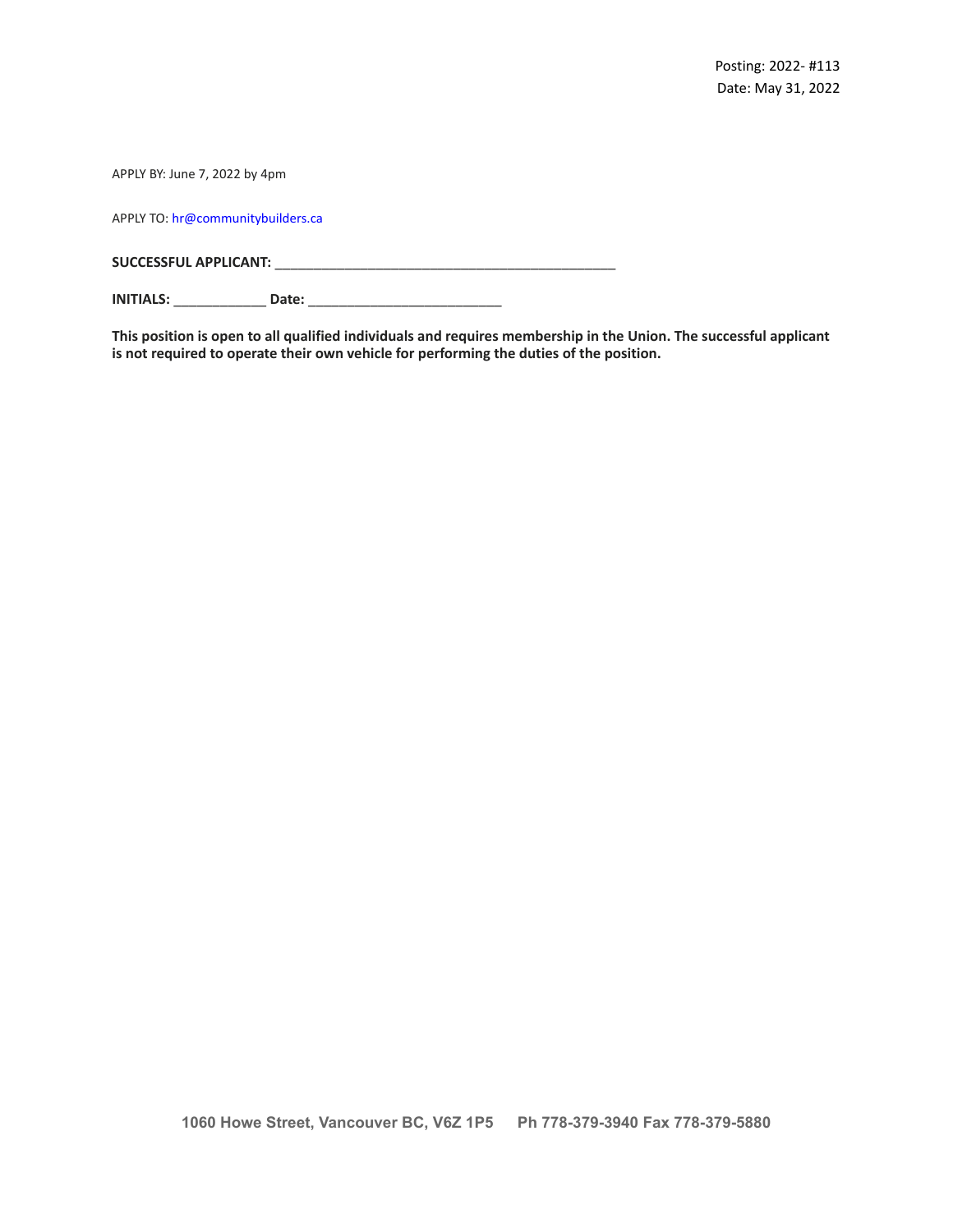Posting: 2022- #113
Date: May 31, 2022

APPLY BY: June 7, 2022 by 4pm

APPLY TO: hr@communitybuilders.ca

**SUCCESSFUL APPLICANT:** ______________________________________________

**INITIALS:** ____________ **Date:** _________________________

**This position is open to all qualified individuals and requires membership in the Union. The successful applicant is not required to operate their own vehicle for performing the duties of the position.**

**1060 Howe Street, Vancouver BC, V6Z 1P5 Ph 778-379-3940 Fax 778-379-5880**